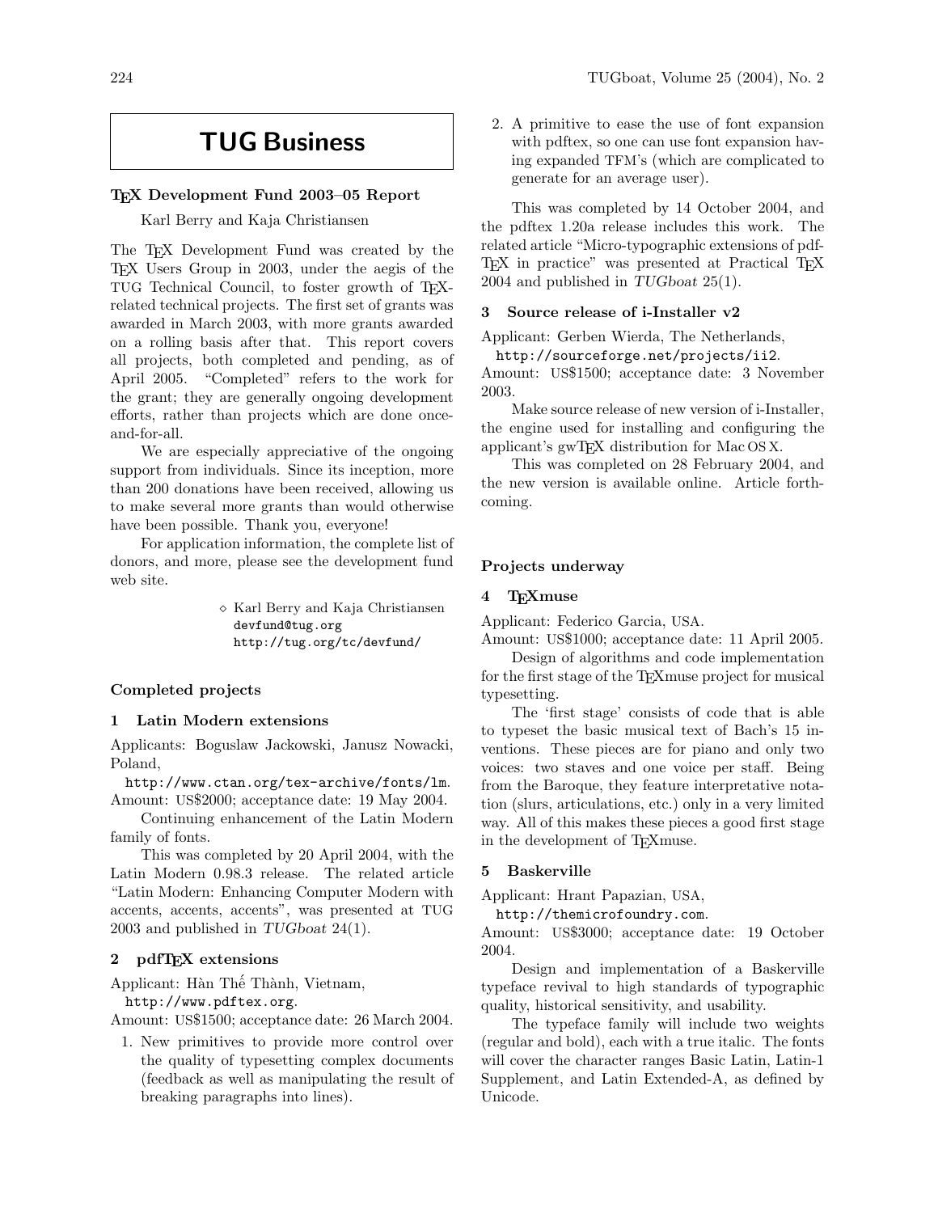# TUG Business

## TeX Development Fund 2003–05 Report

Karl Berry and Kaja Christiansen

The TeX Development Fund was created by the TeX Users Group in 2003, under the aegis of the TUG Technical Council, to foster growth of TeX-related technical projects. The first set of grants was awarded in March 2003, with more grants awarded on a rolling basis after that. This report covers all projects, both completed and pending, as of April 2005. "Completed" refers to the work for the grant; they are generally ongoing development efforts, rather than projects which are done once-and-for-all.

We are especially appreciative of the ongoing support from individuals. Since its inception, more than 200 donations have been received, allowing us to make several more grants than would otherwise have been possible. Thank you, everyone!

For application information, the complete list of donors, and more, please see the development fund web site.

⋄ Karl Berry and Kaja Christiansen
devfund@tug.org
http://tug.org/tc/devfund/

### Completed projects

#### 1 Latin Modern extensions

Applicants: Boguslaw Jackowski, Janusz Nowacki, Poland,
http://www.ctan.org/tex-archive/fonts/lm.
Amount: US$2000; acceptance date: 19 May 2004.

Continuing enhancement of the Latin Modern family of fonts.

This was completed by 20 April 2004, with the Latin Modern 0.98.3 release. The related article "Latin Modern: Enhancing Computer Modern with accents, accents, accents", was presented at TUG 2003 and published in *TUGboat* 24(1).

#### 2 pdfTeX extensions

Applicant: Hàn Thế Thành, Vietnam,
http://www.pdftex.org.
Amount: US$1500; acceptance date: 26 March 2004.

1. New primitives to provide more control over the quality of typesetting complex documents (feedback as well as manipulating the result of breaking paragraphs into lines).
2. A primitive to ease the use of font expansion with pdftex, so one can use font expansion having expanded TFM's (which are complicated to generate for an average user).

This was completed by 14 October 2004, and the pdftex 1.20a release includes this work. The related article "Micro-typographic extensions of pdfTeX in practice" was presented at Practical TeX 2004 and published in *TUGboat* 25(1).

#### 3 Source release of i-Installer v2

Applicant: Gerben Wierda, The Netherlands,
http://sourceforge.net/projects/ii2.
Amount: US$1500; acceptance date: 3 November 2003.

Make source release of new version of i-Installer, the engine used for installing and configuring the applicant's gwTeX distribution for Mac OS X.

This was completed on 28 February 2004, and the new version is available online. Article forthcoming.

### Projects underway

#### 4 TeXmuse

Applicant: Federico Garcia, USA.
Amount: US$1000; acceptance date: 11 April 2005.

Design of algorithms and code implementation for the first stage of the TeXmuse project for musical typesetting.

The 'first stage' consists of code that is able to typeset the basic musical text of Bach's 15 inventions. These pieces are for piano and only two voices: two staves and one voice per staff. Being from the Baroque, they feature interpretative notation (slurs, articulations, etc.) only in a very limited way. All of this makes these pieces a good first stage in the development of TeXmuse.

#### 5 Baskerville

Applicant: Hrant Papazian, USA,
http://themicrofoundry.com.
Amount: US$3000; acceptance date: 19 October 2004.

Design and implementation of a Baskerville typeface revival to high standards of typographic quality, historical sensitivity, and usability.

The typeface family will include two weights (regular and bold), each with a true italic. The fonts will cover the character ranges Basic Latin, Latin-1 Supplement, and Latin Extended-A, as defined by Unicode.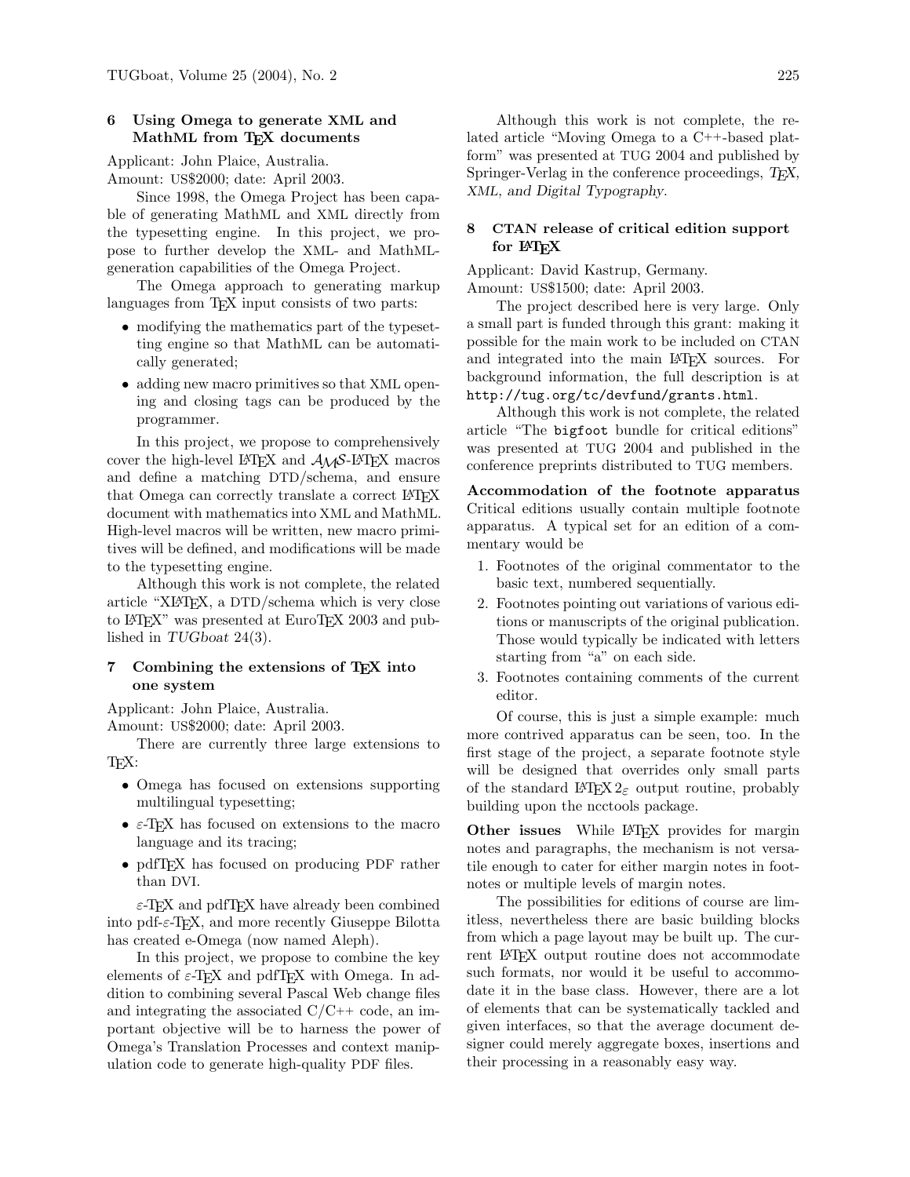## 6 Using Omega to generate XML and MathML from TEX documents

Applicant: John Plaice, Australia.
Amount: US$2000; date: April 2003.

Since 1998, the Omega Project has been capable of generating MathML and XML directly from the typesetting engine. In this project, we propose to further develop the XML- and MathML-generation capabilities of the Omega Project.

The Omega approach to generating markup languages from TEX input consists of two parts:

- modifying the mathematics part of the typesetting engine so that MathML can be automatically generated;
- adding new macro primitives so that XML opening and closing tags can be produced by the programmer.

In this project, we propose to comprehensively cover the high-level LATEX and AMS-LATEX macros and define a matching DTD/schema, and ensure that Omega can correctly translate a correct LATEX document with mathematics into XML and MathML. High-level macros will be written, new macro primitives will be defined, and modifications will be made to the typesetting engine.

Although this work is not complete, the related article "XLATEX, a DTD/schema which is very close to LATEX" was presented at EuroTEX 2003 and published in *TUGboat* 24(3).

## 7 Combining the extensions of TEX into one system

Applicant: John Plaice, Australia.
Amount: US$2000; date: April 2003.

There are currently three large extensions to TEX:

- Omega has focused on extensions supporting multilingual typesetting;
- $\varepsilon$-TEX has focused on extensions to the macro language and its tracing;
- pdfTEX has focused on producing PDF rather than DVI.

$\varepsilon$-TEX and pdfTEX have already been combined into pdf-$\varepsilon$-TEX, and more recently Giuseppe Bilotta has created e-Omega (now named Aleph).

In this project, we propose to combine the key elements of $\varepsilon$-TEX and pdfTEX with Omega. In addition to combining several Pascal Web change files and integrating the associated C/C++ code, an important objective will be to harness the power of Omega's Translation Processes and context manipulation code to generate high-quality PDF files.

Although this work is not complete, the related article "Moving Omega to a C++-based platform" was presented at TUG 2004 and published by Springer-Verlag in the conference proceedings, *TEX, XML, and Digital Typography*.

## 8 CTAN release of critical edition support for LATEX

Applicant: David Kastrup, Germany.
Amount: US$1500; date: April 2003.

The project described here is very large. Only a small part is funded through this grant: making it possible for the main work to be included on CTAN and integrated into the main LATEX sources. For background information, the full description is at `http://tug.org/tc/devfund/grants.html`.

Although this work is not complete, the related article "The `bigfoot` bundle for critical editions" was presented at TUG 2004 and published in the conference preprints distributed to TUG members.

**Accommodation of the footnote apparatus** Critical editions usually contain multiple footnote apparatus. A typical set for an edition of a commentary would be

1. Footnotes of the original commentator to the basic text, numbered sequentially.
2. Footnotes pointing out variations of various editions or manuscripts of the original publication. Those would typically be indicated with letters starting from "a" on each side.
3. Footnotes containing comments of the current editor.

Of course, this is just a simple example: much more contrived apparatus can be seen, too. In the first stage of the project, a separate footnote style will be designed that overrides only small parts of the standard LATEX $2_\varepsilon$ output routine, probably building upon the ncctools package.

**Other issues** While LATEX provides for margin notes and paragraphs, the mechanism is not versatile enough to cater for either margin notes in footnotes or multiple levels of margin notes.

The possibilities for editions of course are limitless, nevertheless there are basic building blocks from which a page layout may be built up. The current LATEX output routine does not accommodate such formats, nor would it be useful to accommodate it in the base class. However, there are a lot of elements that can be systematically tackled and given interfaces, so that the average document designer could merely aggregate boxes, insertions and their processing in a reasonably easy way.